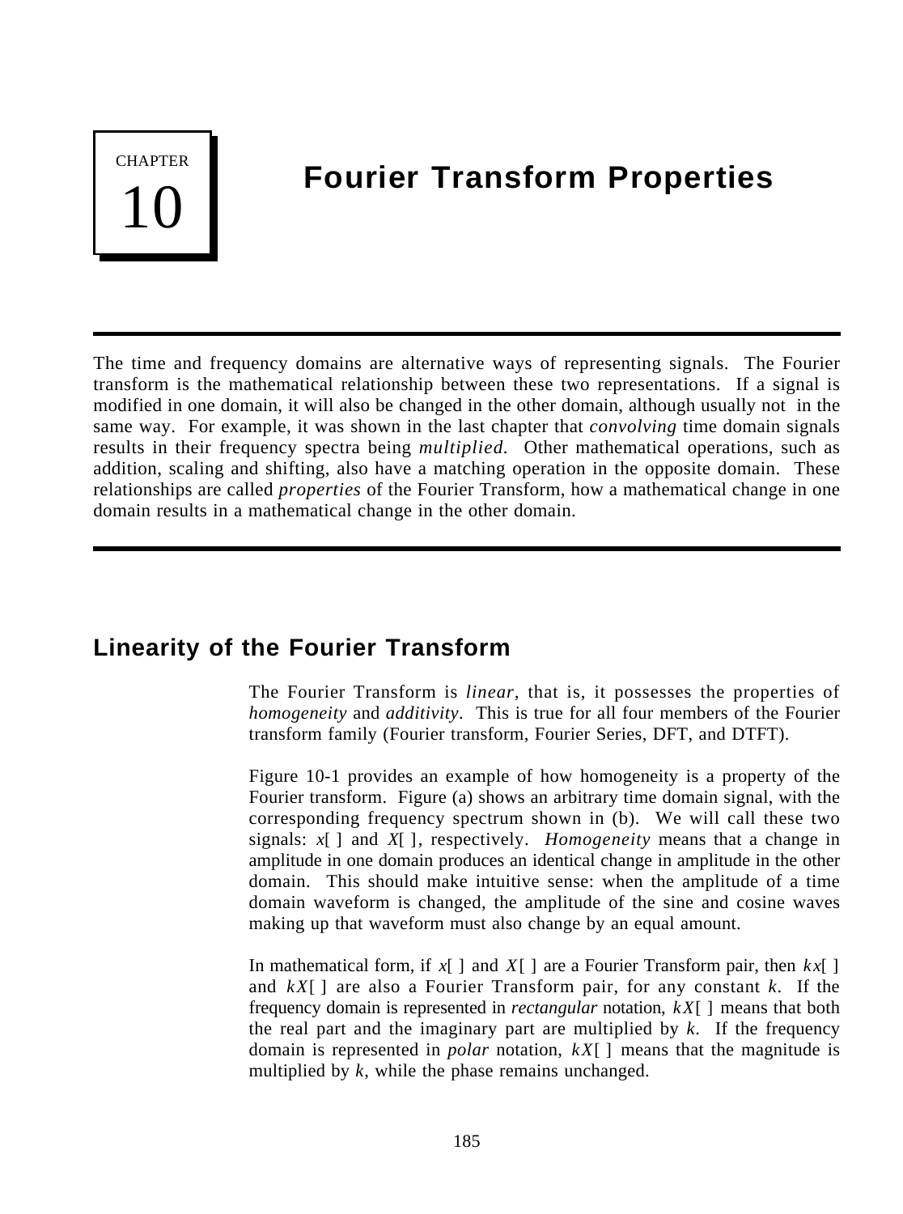# CHAPTER 10

# Fourier Transform Properties

The time and frequency domains are alternative ways of representing signals. The Fourier transform is the mathematical relationship between these two representations. If a signal is modified in one domain, it will also be changed in the other domain, although usually not in the same way. For example, it was shown in the last chapter that *convolving* time domain signals results in their frequency spectra being *multiplied*. Other mathematical operations, such as addition, scaling and shifting, also have a matching operation in the opposite domain. These relationships are called *properties* of the Fourier Transform, how a mathematical change in one domain results in a mathematical change in the other domain.

## Linearity of the Fourier Transform

The Fourier Transform is *linear*, that is, it possesses the properties of *homogeneity* and *additivity*. This is true for all four members of the Fourier transform family (Fourier transform, Fourier Series, DFT, and DTFT).

Figure 10-1 provides an example of how homogeneity is a property of the Fourier transform. Figure (a) shows an arbitrary time domain signal, with the corresponding frequency spectrum shown in (b). We will call these two signals: $x[\ ]$ and $X[\ ]$, respectively. *Homogeneity* means that a change in amplitude in one domain produces an identical change in amplitude in the other domain. This should make intuitive sense: when the amplitude of a time domain waveform is changed, the amplitude of the sine and cosine waves making up that waveform must also change by an equal amount.

In mathematical form, if $x[\ ]$ and $X[\ ]$ are a Fourier Transform pair, then $kx[\ ]$ and $kX[\ ]$ are also a Fourier Transform pair, for any constant $k$. If the frequency domain is represented in *rectangular* notation, $kX[\ ]$ means that both the real part and the imaginary part are multiplied by $k$. If the frequency domain is represented in *polar* notation, $kX[\ ]$ means that the magnitude is multiplied by $k$, while the phase remains unchanged.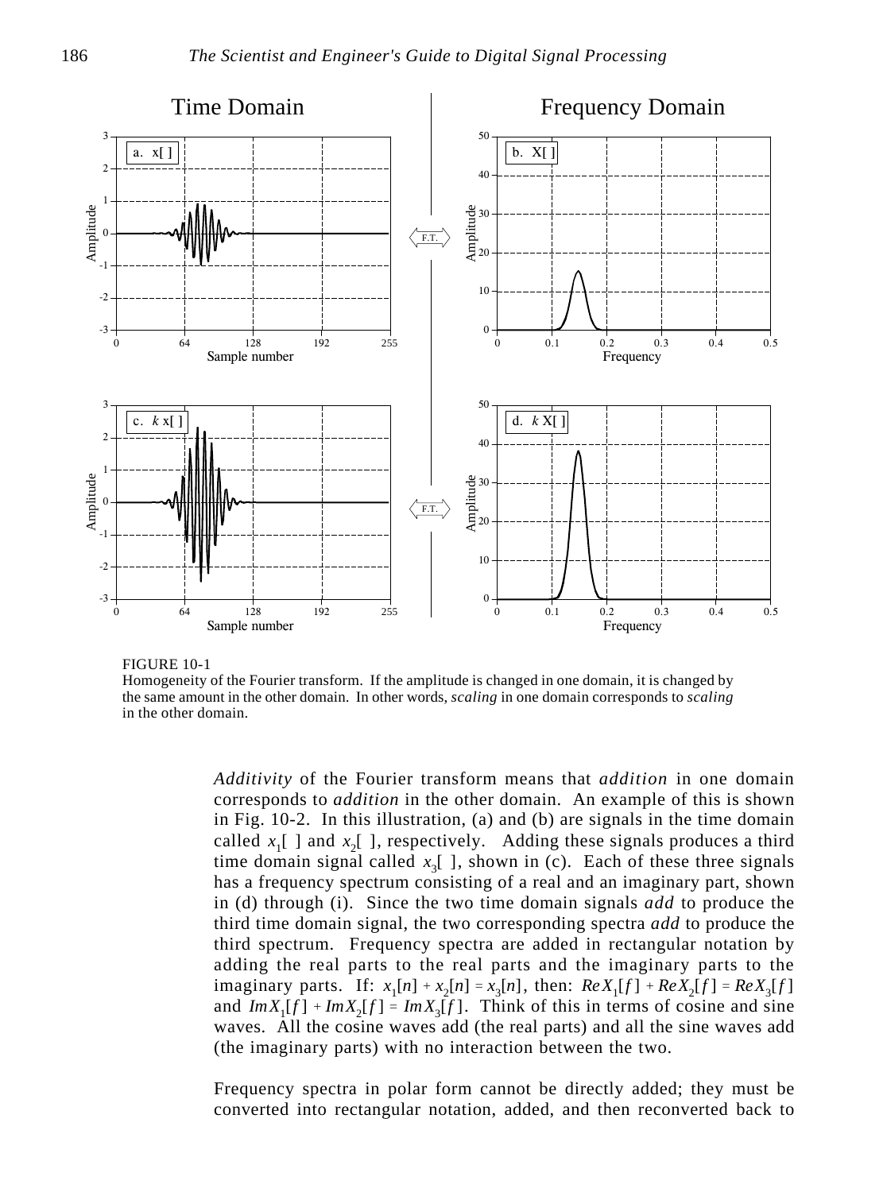FIGURE 10-1
Homogeneity of the Fourier transform. If the amplitude is changed in one domain, it is changed by the same amount in the other domain. In other words, *scaling* in one domain corresponds to *scaling* in the other domain.

*Additivity* of the Fourier transform means that *addition* in one domain corresponds to *addition* in the other domain. An example of this is shown in Fig. 10-2. In this illustration, (a) and (b) are signals in the time domain called $x_1[\ ]$ and $x_2[\ ]$, respectively. Adding these signals produces a third time domain signal called $x_3[\ ]$, shown in (c). Each of these three signals has a frequency spectrum consisting of a real and an imaginary part, shown in (d) through (i). Since the two time domain signals *add* to produce the third time domain signal, the two corresponding spectra *add* to produce the third spectrum. Frequency spectra are added in rectangular notation by adding the real parts to the real parts and the imaginary parts to the imaginary parts. If: $x_1[n] + x_2[n] = x_3[n]$, then: $ReX_1[f] + ReX_2[f] = ReX_3[f]$ and $ImX_1[f] + ImX_2[f] = ImX_3[f]$. Think of this in terms of cosine and sine waves. All the cosine waves add (the real parts) and all the sine waves add (the imaginary parts) with no interaction between the two.

Frequency spectra in polar form cannot be directly added; they must be converted into rectangular notation, added, and then reconverted back to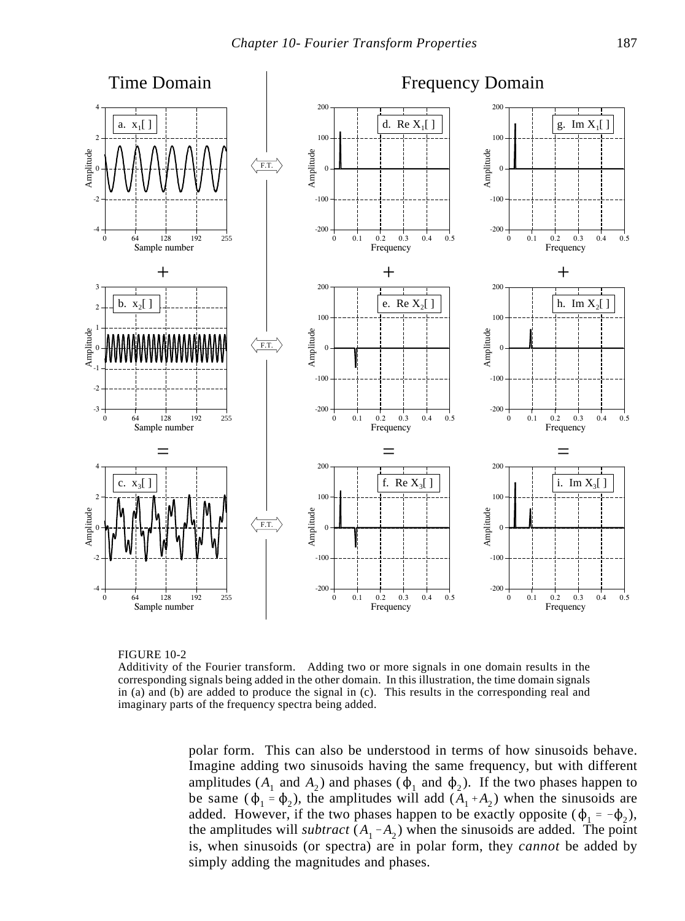FIGURE 10-2
Additivity of the Fourier transform. Adding two or more signals in one domain results in the corresponding signals being added in the other domain. In this illustration, the time domain signals in (a) and (b) are added to produce the signal in (c). This results in the corresponding real and imaginary parts of the frequency spectra being added.

polar form. This can also be understood in terms of how sinusoids behave. Imagine adding two sinusoids having the same frequency, but with different amplitudes ($A_1$ and $A_2$) and phases ($\phi_1$ and $\phi_2$). If the two phases happen to be same ($\phi_1 = \phi_2$), the amplitudes will add ($A_1 + A_2$) when the sinusoids are added. However, if the two phases happen to be exactly opposite ($\phi_1 = -\phi_2$), the amplitudes will *subtract* ($A_1 - A_2$) when the sinusoids are added. The point is, when sinusoids (or spectra) are in polar form, they *cannot* be added by simply adding the magnitudes and phases.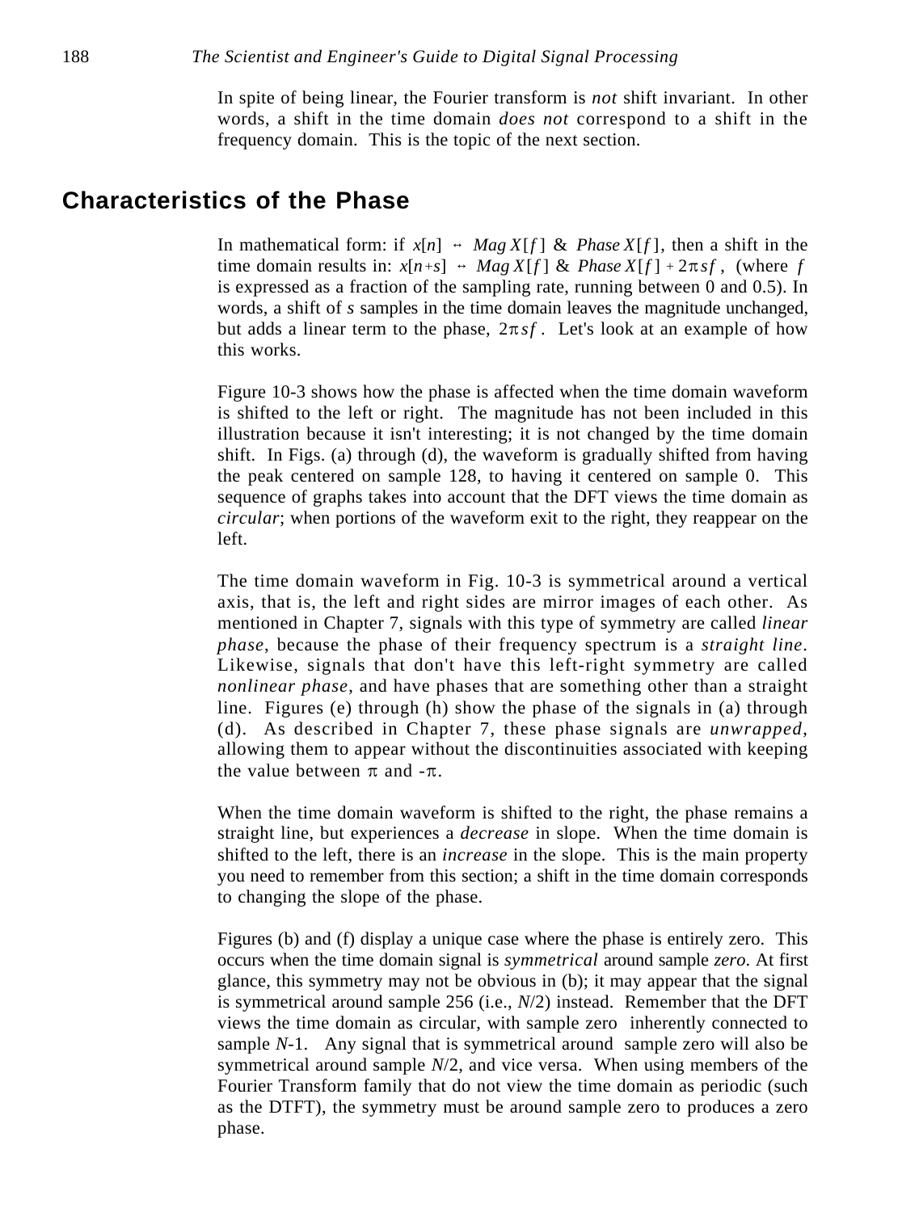In spite of being linear, the Fourier transform is *not* shift invariant. In other words, a shift in the time domain *does not* correspond to a shift in the frequency domain. This is the topic of the next section.

## Characteristics of the Phase

In mathematical form: if $x[n] \leftrightarrow Mag\,X[f]$ & $Phase\,X[f]$, then a shift in the time domain results in: $x[n+s] \leftrightarrow Mag\,X[f]$ & $Phase\,X[f] + 2\pi sf$, (where $f$ is expressed as a fraction of the sampling rate, running between 0 and 0.5). In words, a shift of $s$ samples in the time domain leaves the magnitude unchanged, but adds a linear term to the phase, $2\pi sf$. Let's look at an example of how this works.

Figure 10-3 shows how the phase is affected when the time domain waveform is shifted to the left or right. The magnitude has not been included in this illustration because it isn't interesting; it is not changed by the time domain shift. In Figs. (a) through (d), the waveform is gradually shifted from having the peak centered on sample 128, to having it centered on sample 0. This sequence of graphs takes into account that the DFT views the time domain as *circular*; when portions of the waveform exit to the right, they reappear on the left.

The time domain waveform in Fig. 10-3 is symmetrical around a vertical axis, that is, the left and right sides are mirror images of each other. As mentioned in Chapter 7, signals with this type of symmetry are called *linear phase*, because the phase of their frequency spectrum is a *straight line*. Likewise, signals that don't have this left-right symmetry are called *nonlinear phase*, and have phases that are something other than a straight line. Figures (e) through (h) show the phase of the signals in (a) through (d). As described in Chapter 7, these phase signals are *unwrapped*, allowing them to appear without the discontinuities associated with keeping the value between $\pi$ and $-\pi$.

When the time domain waveform is shifted to the right, the phase remains a straight line, but experiences a *decrease* in slope. When the time domain is shifted to the left, there is an *increase* in the slope. This is the main property you need to remember from this section; a shift in the time domain corresponds to changing the slope of the phase.

Figures (b) and (f) display a unique case where the phase is entirely zero. This occurs when the time domain signal is *symmetrical* around sample *zero*. At first glance, this symmetry may not be obvious in (b); it may appear that the signal is symmetrical around sample 256 (i.e., $N/2$) instead. Remember that the DFT views the time domain as circular, with sample zero inherently connected to sample $N$-1. Any signal that is symmetrical around sample zero will also be symmetrical around sample $N/2$, and vice versa. When using members of the Fourier Transform family that do not view the time domain as periodic (such as the DTFT), the symmetry must be around sample zero to produces a zero phase.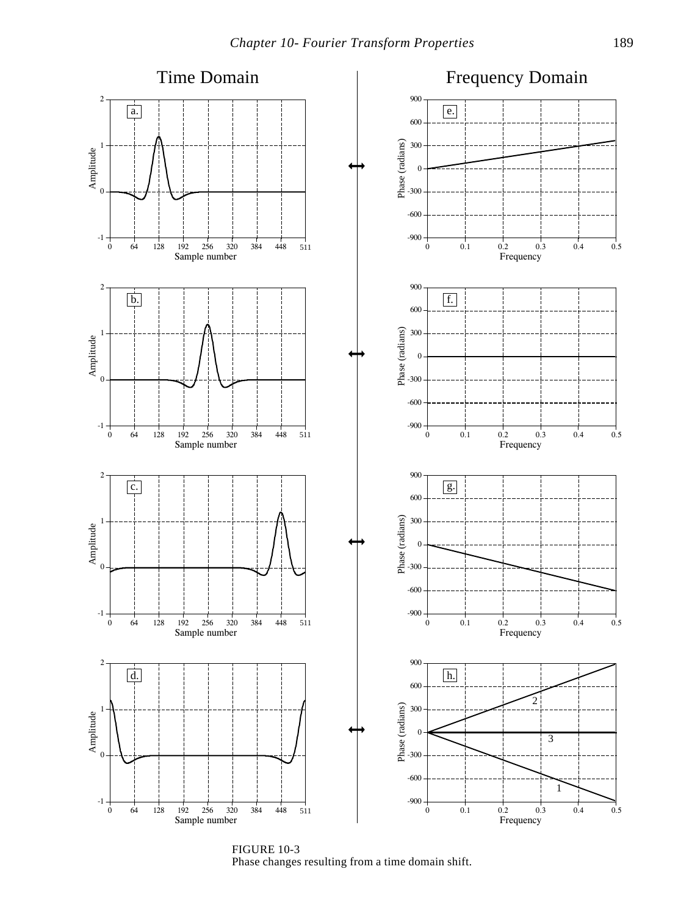FIGURE 10-3
Phase changes resulting from a time domain shift.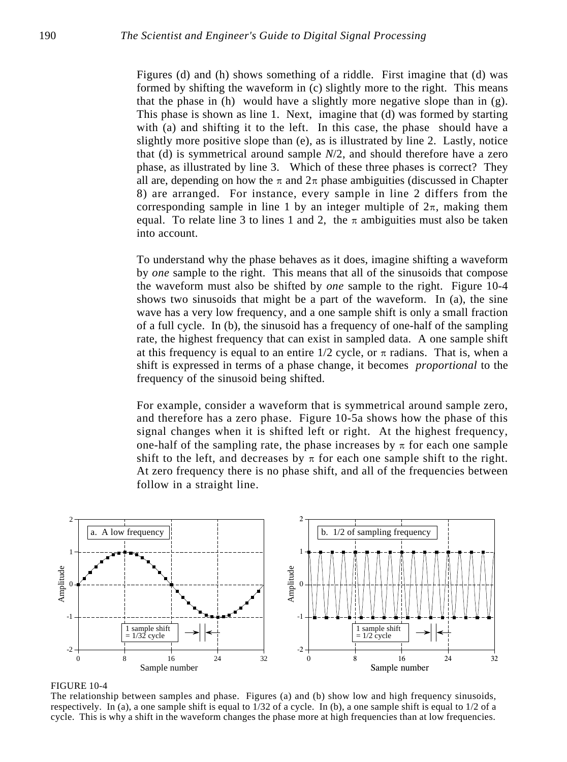Figures (d) and (h) shows something of a riddle. First imagine that (d) was formed by shifting the waveform in (c) slightly more to the right. This means that the phase in (h) would have a slightly more negative slope than in (g). This phase is shown as line 1. Next, imagine that (d) was formed by starting with (a) and shifting it to the left. In this case, the phase should have a slightly more positive slope than (e), as is illustrated by line 2. Lastly, notice that (d) is symmetrical around sample $N/2$, and should therefore have a zero phase, as illustrated by line 3. Which of these three phases is correct? They all are, depending on how the $\pi$ and $2\pi$ phase ambiguities (discussed in Chapter 8) are arranged. For instance, every sample in line 2 differs from the corresponding sample in line 1 by an integer multiple of $2\pi$, making them equal. To relate line 3 to lines 1 and 2, the $\pi$ ambiguities must also be taken into account.

To understand why the phase behaves as it does, imagine shifting a waveform by *one* sample to the right. This means that all of the sinusoids that compose the waveform must also be shifted by *one* sample to the right. Figure 10-4 shows two sinusoids that might be a part of the waveform. In (a), the sine wave has a very low frequency, and a one sample shift is only a small fraction of a full cycle. In (b), the sinusoid has a frequency of one-half of the sampling rate, the highest frequency that can exist in sampled data. A one sample shift at this frequency is equal to an entire 1/2 cycle, or $\pi$ radians. That is, when a shift is expressed in terms of a phase change, it becomes *proportional* to the frequency of the sinusoid being shifted.

For example, consider a waveform that is symmetrical around sample zero, and therefore has a zero phase. Figure 10-5a shows how the phase of this signal changes when it is shifted left or right. At the highest frequency, one-half of the sampling rate, the phase increases by $\pi$ for each one sample shift to the left, and decreases by $\pi$ for each one sample shift to the right. At zero frequency there is no phase shift, and all of the frequencies between follow in a straight line.

FIGURE 10-4
The relationship between samples and phase. Figures (a) and (b) show low and high frequency sinusoids, respectively. In (a), a one sample shift is equal to 1/32 of a cycle. In (b), a one sample shift is equal to 1/2 of a cycle. This is why a shift in the waveform changes the phase more at high frequencies than at low frequencies.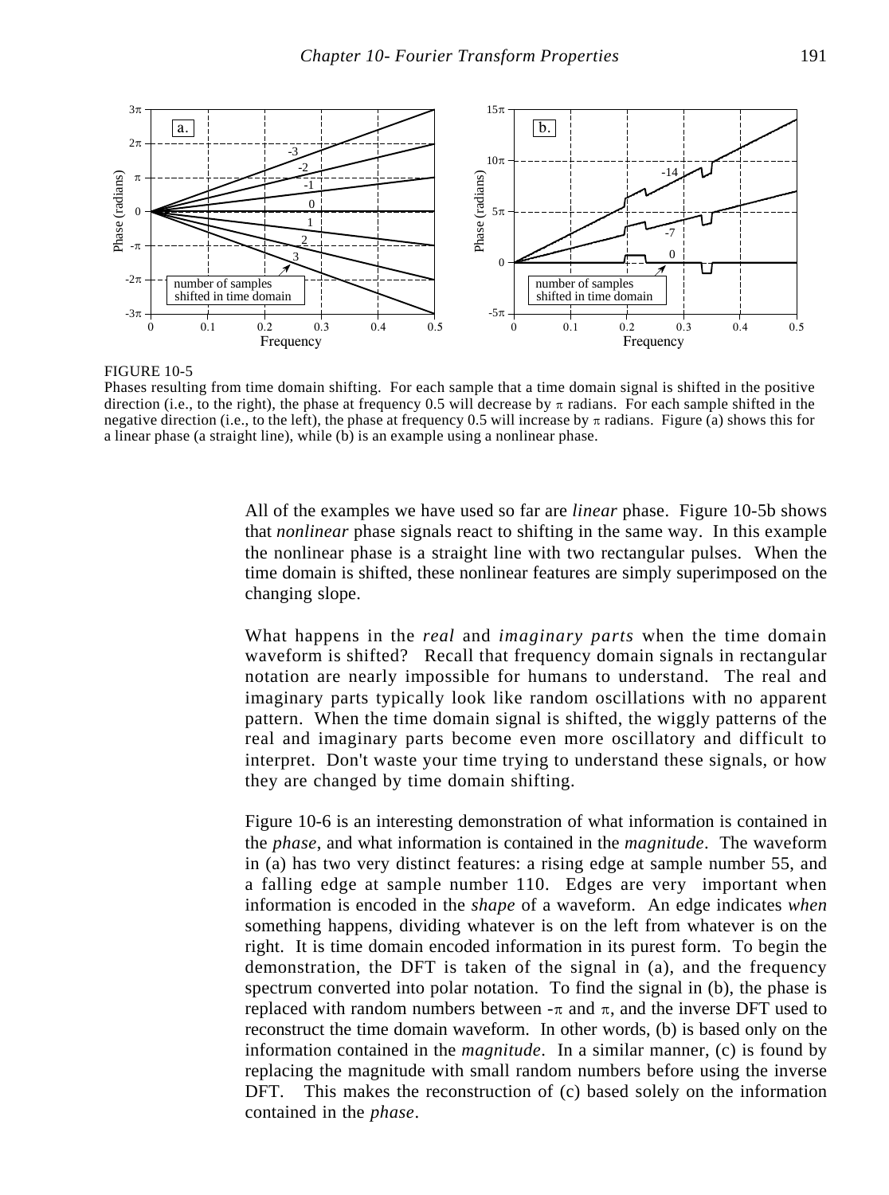a.

3π
2π
π
0
-π
-2π
-3π

Phase (radians)

-3
-2
-1
0
1
2
3

number of samples shifted in time domain

0 0.1 0.2 0.3 0.4 0.5

Frequency

b.

15π
10π
5π
0
-5π

Phase (radians)

-14
-7
0

number of samples shifted in time domain

0 0.1 0.2 0.3 0.4 0.5

Frequency

FIGURE 10-5
Phases resulting from time domain shifting. For each sample that a time domain signal is shifted in the positive direction (i.e., to the right), the phase at frequency 0.5 will decrease by π radians. For each sample shifted in the negative direction (i.e., to the left), the phase at frequency 0.5 will increase by π radians. Figure (a) shows this for a linear phase (a straight line), while (b) is an example using a nonlinear phase.

All of the examples we have used so far are *linear* phase. Figure 10-5b shows that *nonlinear* phase signals react to shifting in the same way. In this example the nonlinear phase is a straight line with two rectangular pulses. When the time domain is shifted, these nonlinear features are simply superimposed on the changing slope.

What happens in the *real* and *imaginary parts* when the time domain waveform is shifted? Recall that frequency domain signals in rectangular notation are nearly impossible for humans to understand. The real and imaginary parts typically look like random oscillations with no apparent pattern. When the time domain signal is shifted, the wiggly patterns of the real and imaginary parts become even more oscillatory and difficult to interpret. Don't waste your time trying to understand these signals, or how they are changed by time domain shifting.

Figure 10-6 is an interesting demonstration of what information is contained in the *phase*, and what information is contained in the *magnitude*. The waveform in (a) has two very distinct features: a rising edge at sample number 55, and a falling edge at sample number 110. Edges are very important when information is encoded in the *shape* of a waveform. An edge indicates *when* something happens, dividing whatever is on the left from whatever is on the right. It is time domain encoded information in its purest form. To begin the demonstration, the DFT is taken of the signal in (a), and the frequency spectrum converted into polar notation. To find the signal in (b), the phase is replaced with random numbers between -π and π, and the inverse DFT used to reconstruct the time domain waveform. In other words, (b) is based only on the information contained in the *magnitude*. In a similar manner, (c) is found by replacing the magnitude with small random numbers before using the inverse DFT. This makes the reconstruction of (c) based solely on the information contained in the *phase*.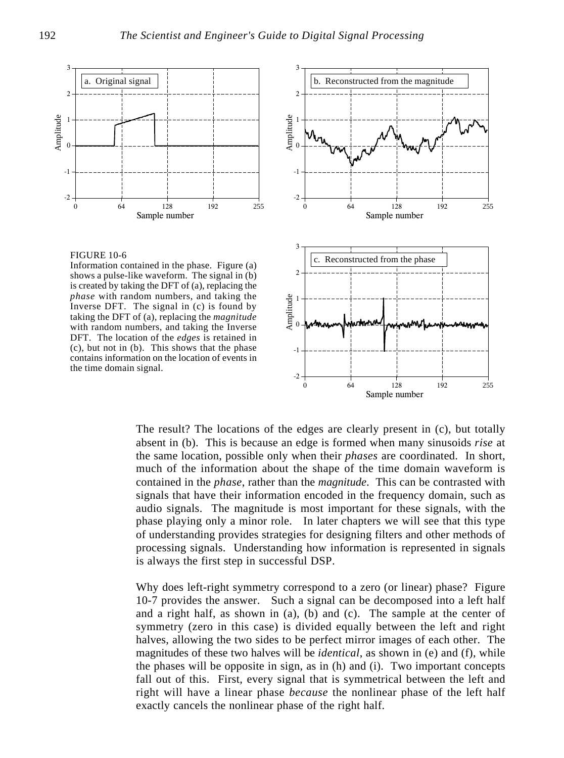FIGURE 10-6
Information contained in the phase. Figure (a) shows a pulse-like waveform. The signal in (b) is created by taking the DFT of (a), replacing the *phase* with random numbers, and taking the Inverse DFT. The signal in (c) is found by taking the DFT of (a), replacing the *magnitude* with random numbers, and taking the Inverse DFT. The location of the *edges* is retained in (c), but not in (b). This shows that the phase contains information on the location of events in the time domain signal.

The result? The locations of the edges are clearly present in (c), but totally absent in (b). This is because an edge is formed when many sinusoids *rise* at the same location, possible only when their *phases* are coordinated. In short, much of the information about the shape of the time domain waveform is contained in the *phase*, rather than the *magnitude*. This can be contrasted with signals that have their information encoded in the frequency domain, such as audio signals. The magnitude is most important for these signals, with the phase playing only a minor role. In later chapters we will see that this type of understanding provides strategies for designing filters and other methods of processing signals. Understanding how information is represented in signals is always the first step in successful DSP.

Why does left-right symmetry correspond to a zero (or linear) phase? Figure 10-7 provides the answer. Such a signal can be decomposed into a left half and a right half, as shown in (a), (b) and (c). The sample at the center of symmetry (zero in this case) is divided equally between the left and right halves, allowing the two sides to be perfect mirror images of each other. The magnitudes of these two halves will be *identical*, as shown in (e) and (f), while the phases will be opposite in sign, as in (h) and (i). Two important concepts fall out of this. First, every signal that is symmetrical between the left and right will have a linear phase *because* the nonlinear phase of the left half exactly cancels the nonlinear phase of the right half.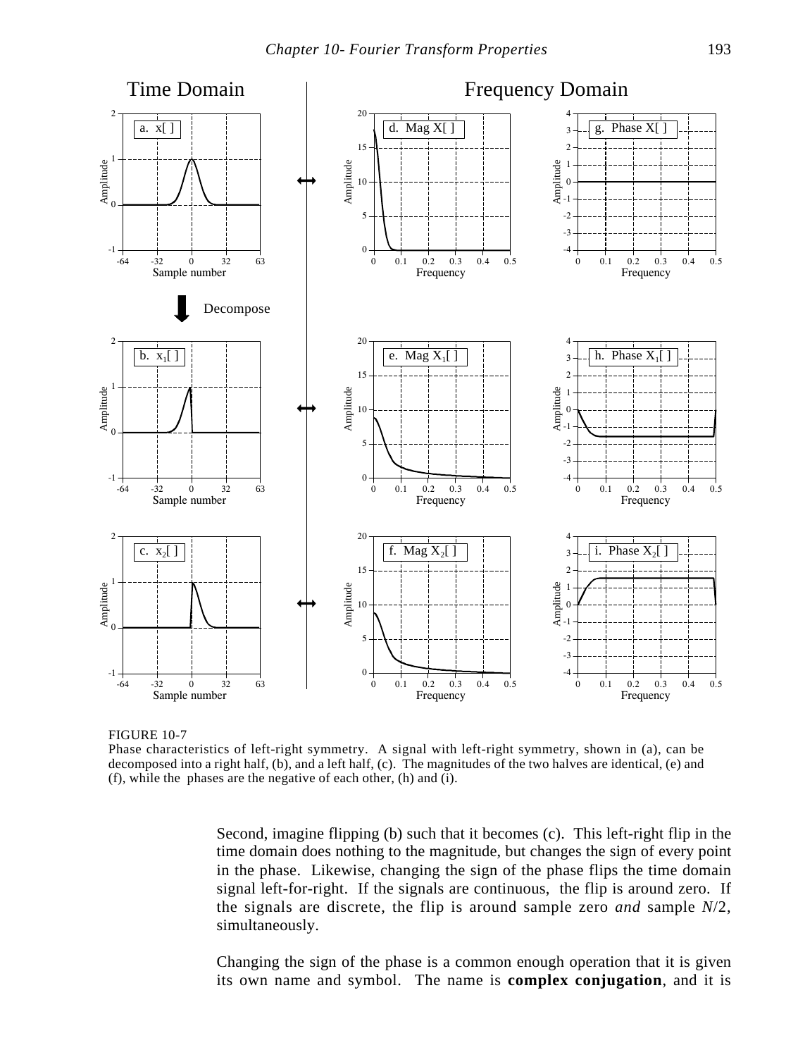FIGURE 10-7
Phase characteristics of left-right symmetry. A signal with left-right symmetry, shown in (a), can be decomposed into a right half, (b), and a left half, (c). The magnitudes of the two halves are identical, (e) and (f), while the phases are the negative of each other, (h) and (i).

Second, imagine flipping (b) such that it becomes (c). This left-right flip in the time domain does nothing to the magnitude, but changes the sign of every point in the phase. Likewise, changing the sign of the phase flips the time domain signal left-for-right. If the signals are continuous, the flip is around zero. If the signals are discrete, the flip is around sample zero *and* sample $N/2$, simultaneously.

Changing the sign of the phase is a common enough operation that it is given its own name and symbol. The name is **complex conjugation**, and it is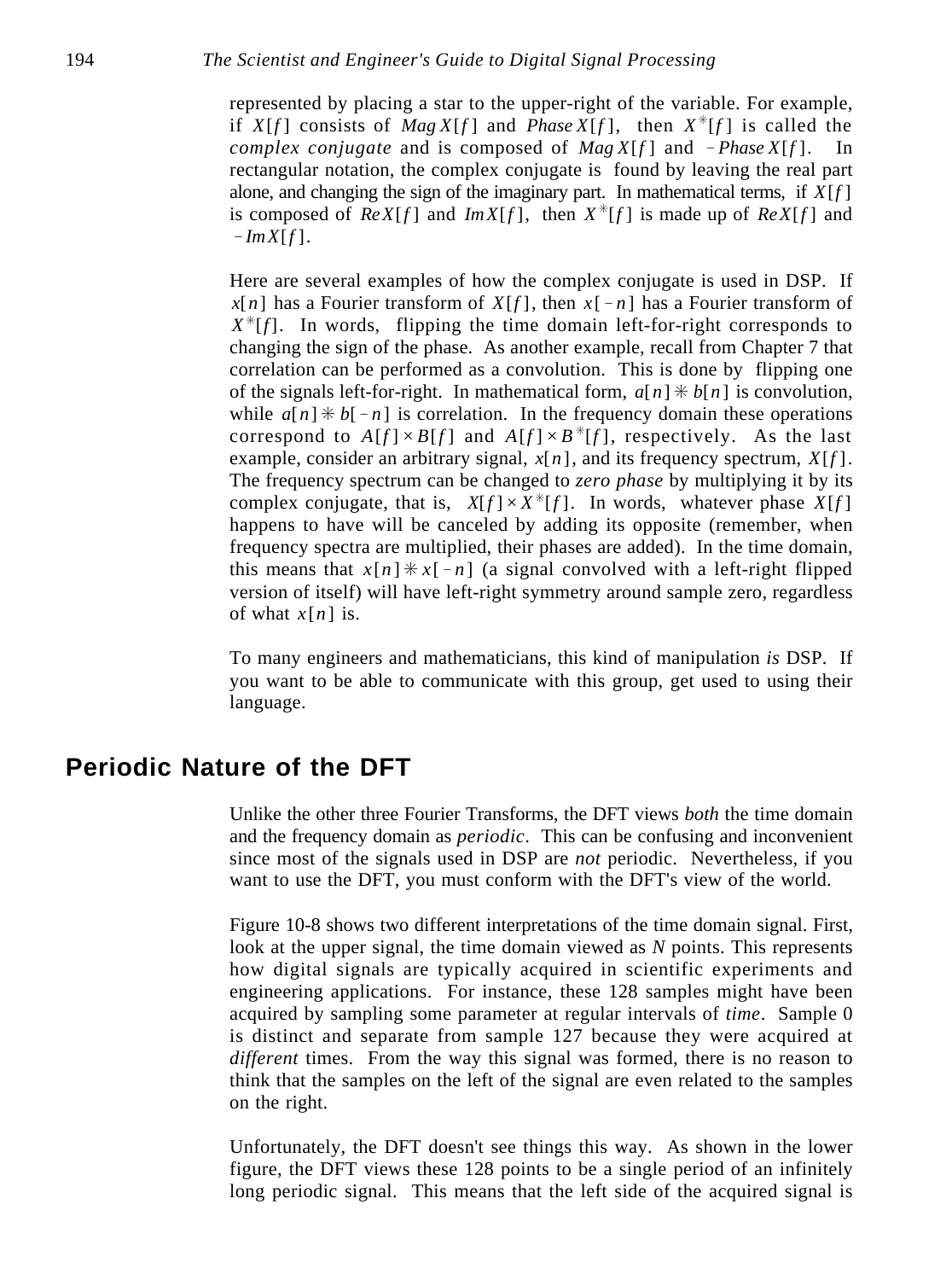represented by placing a star to the upper-right of the variable. For example, if $X[f]$ consists of $Mag\,X[f]$ and $Phase\,X[f]$, then $X^*[f]$ is called the *complex conjugate* and is composed of $Mag\,X[f]$ and $-Phase\,X[f]$. In rectangular notation, the complex conjugate is found by leaving the real part alone, and changing the sign of the imaginary part. In mathematical terms, if $X[f]$ is composed of $Re\,X[f]$ and $Im\,X[f]$, then $X^*[f]$ is made up of $Re\,X[f]$ and $-Im\,X[f]$.

Here are several examples of how the complex conjugate is used in DSP. If $x[n]$ has a Fourier transform of $X[f]$, then $x[-n]$ has a Fourier transform of $X^*[f]$. In words, flipping the time domain left-for-right corresponds to changing the sign of the phase. As another example, recall from Chapter 7 that correlation can be performed as a convolution. This is done by flipping one of the signals left-for-right. In mathematical form, $a[n] * b[n]$ is convolution, while $a[n] * b[-n]$ is correlation. In the frequency domain these operations correspond to $A[f] \times B[f]$ and $A[f] \times B^*[f]$, respectively. As the last example, consider an arbitrary signal, $x[n]$, and its frequency spectrum, $X[f]$. The frequency spectrum can be changed to *zero phase* by multiplying it by its complex conjugate, that is, $X[f] \times X^*[f]$. In words, whatever phase $X[f]$ happens to have will be canceled by adding its opposite (remember, when frequency spectra are multiplied, their phases are added). In the time domain, this means that $x[n] * x[-n]$ (a signal convolved with a left-right flipped version of itself) will have left-right symmetry around sample zero, regardless of what $x[n]$ is.

To many engineers and mathematicians, this kind of manipulation *is* DSP. If you want to be able to communicate with this group, get used to using their language.

## Periodic Nature of the DFT

Unlike the other three Fourier Transforms, the DFT views *both* the time domain and the frequency domain as *periodic*. This can be confusing and inconvenient since most of the signals used in DSP are *not* periodic. Nevertheless, if you want to use the DFT, you must conform with the DFT's view of the world.

Figure 10-8 shows two different interpretations of the time domain signal. First, look at the upper signal, the time domain viewed as $N$ points. This represents how digital signals are typically acquired in scientific experiments and engineering applications. For instance, these 128 samples might have been acquired by sampling some parameter at regular intervals of *time*. Sample 0 is distinct and separate from sample 127 because they were acquired at *different* times. From the way this signal was formed, there is no reason to think that the samples on the left of the signal are even related to the samples on the right.

Unfortunately, the DFT doesn't see things this way. As shown in the lower figure, the DFT views these 128 points to be a single period of an infinitely long periodic signal. This means that the left side of the acquired signal is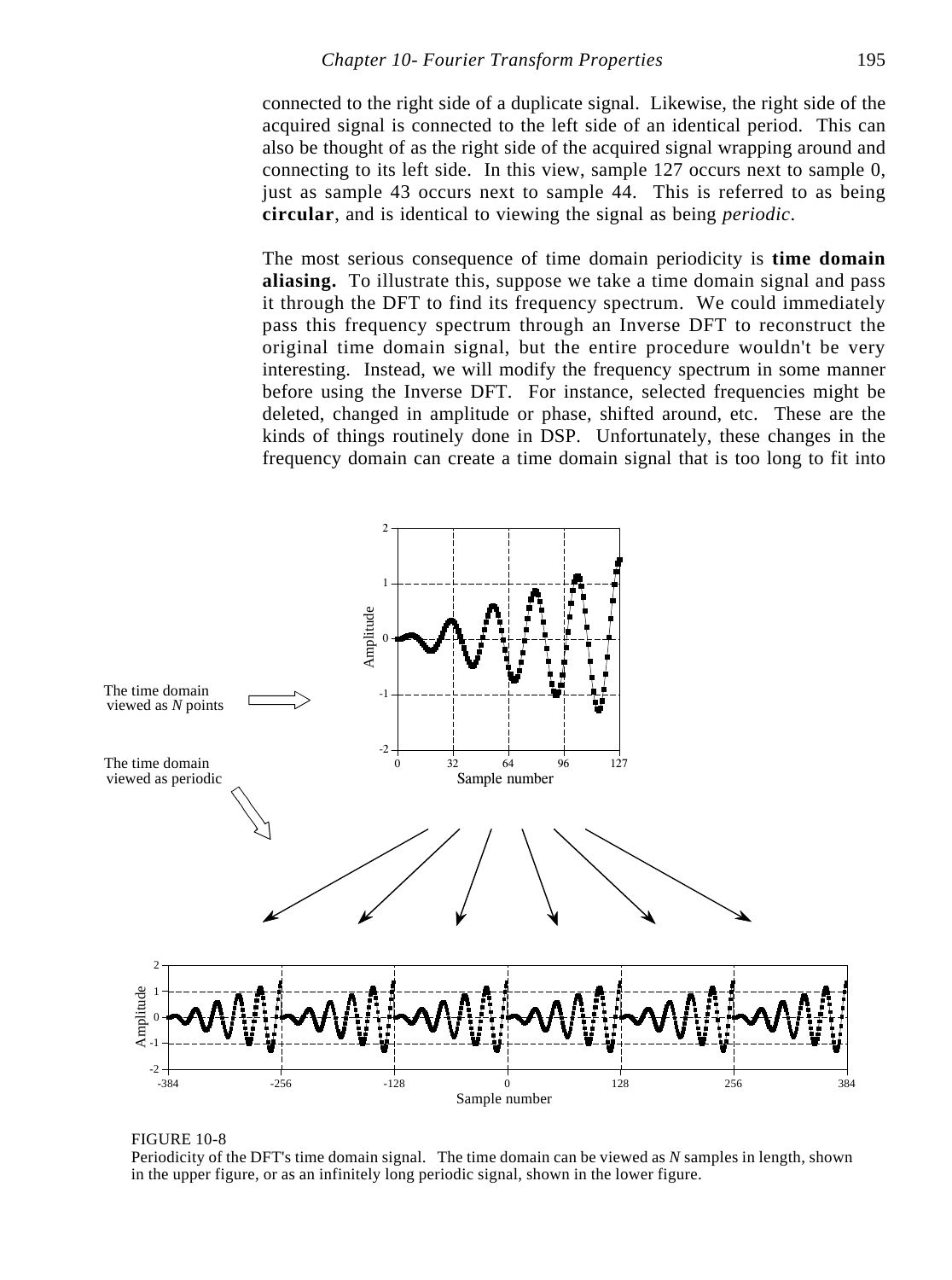connected to the right side of a duplicate signal. Likewise, the right side of the acquired signal is connected to the left side of an identical period. This can also be thought of as the right side of the acquired signal wrapping around and connecting to its left side. In this view, sample 127 occurs next to sample 0, just as sample 43 occurs next to sample 44. This is referred to as being **circular**, and is identical to viewing the signal as being *periodic*.

The most serious consequence of time domain periodicity is **time domain aliasing.** To illustrate this, suppose we take a time domain signal and pass it through the DFT to find its frequency spectrum. We could immediately pass this frequency spectrum through an Inverse DFT to reconstruct the original time domain signal, but the entire procedure wouldn't be very interesting. Instead, we will modify the frequency spectrum in some manner before using the Inverse DFT. For instance, selected frequencies might be deleted, changed in amplitude or phase, shifted around, etc. These are the kinds of things routinely done in DSP. Unfortunately, these changes in the frequency domain can create a time domain signal that is too long to fit into

FIGURE 10-8
Periodicity of the DFT's time domain signal. The time domain can be viewed as $N$ samples in length, shown in the upper figure, or as an infinitely long periodic signal, shown in the lower figure.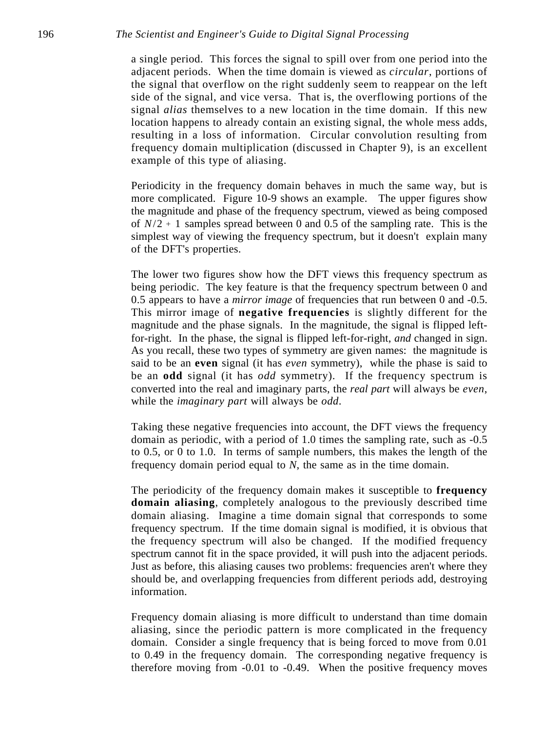a single period. This forces the signal to spill over from one period into the adjacent periods. When the time domain is viewed as *circular*, portions of the signal that overflow on the right suddenly seem to reappear on the left side of the signal, and vice versa. That is, the overflowing portions of the signal *alias* themselves to a new location in the time domain. If this new location happens to already contain an existing signal, the whole mess adds, resulting in a loss of information. Circular convolution resulting from frequency domain multiplication (discussed in Chapter 9), is an excellent example of this type of aliasing.

Periodicity in the frequency domain behaves in much the same way, but is more complicated. Figure 10-9 shows an example. The upper figures show the magnitude and phase of the frequency spectrum, viewed as being composed of $N/2 + 1$ samples spread between 0 and 0.5 of the sampling rate. This is the simplest way of viewing the frequency spectrum, but it doesn't explain many of the DFT's properties.

The lower two figures show how the DFT views this frequency spectrum as being periodic. The key feature is that the frequency spectrum between 0 and 0.5 appears to have a *mirror image* of frequencies that run between 0 and -0.5. This mirror image of **negative frequencies** is slightly different for the magnitude and the phase signals. In the magnitude, the signal is flipped left-for-right. In the phase, the signal is flipped left-for-right, *and* changed in sign. As you recall, these two types of symmetry are given names: the magnitude is said to be an **even** signal (it has *even* symmetry), while the phase is said to be an **odd** signal (it has *odd* symmetry). If the frequency spectrum is converted into the real and imaginary parts, the *real part* will always be *even*, while the *imaginary part* will always be *odd*.

Taking these negative frequencies into account, the DFT views the frequency domain as periodic, with a period of 1.0 times the sampling rate, such as -0.5 to 0.5, or 0 to 1.0. In terms of sample numbers, this makes the length of the frequency domain period equal to $N$, the same as in the time domain.

The periodicity of the frequency domain makes it susceptible to **frequency domain aliasing**, completely analogous to the previously described time domain aliasing. Imagine a time domain signal that corresponds to some frequency spectrum. If the time domain signal is modified, it is obvious that the frequency spectrum will also be changed. If the modified frequency spectrum cannot fit in the space provided, it will push into the adjacent periods. Just as before, this aliasing causes two problems: frequencies aren't where they should be, and overlapping frequencies from different periods add, destroying information.

Frequency domain aliasing is more difficult to understand than time domain aliasing, since the periodic pattern is more complicated in the frequency domain. Consider a single frequency that is being forced to move from 0.01 to 0.49 in the frequency domain. The corresponding negative frequency is therefore moving from -0.01 to -0.49. When the positive frequency moves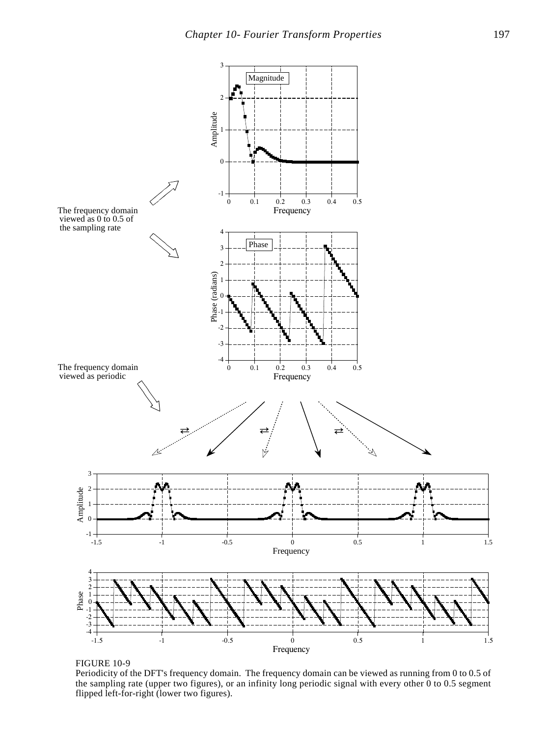The frequency domain viewed as 0 to 0.5 of the sampling rate

The frequency domain viewed as periodic

FIGURE 10-9
Periodicity of the DFT's frequency domain. The frequency domain can be viewed as running from 0 to 0.5 of the sampling rate (upper two figures), or an infinity long periodic signal with every other 0 to 0.5 segment flipped left-for-right (lower two figures).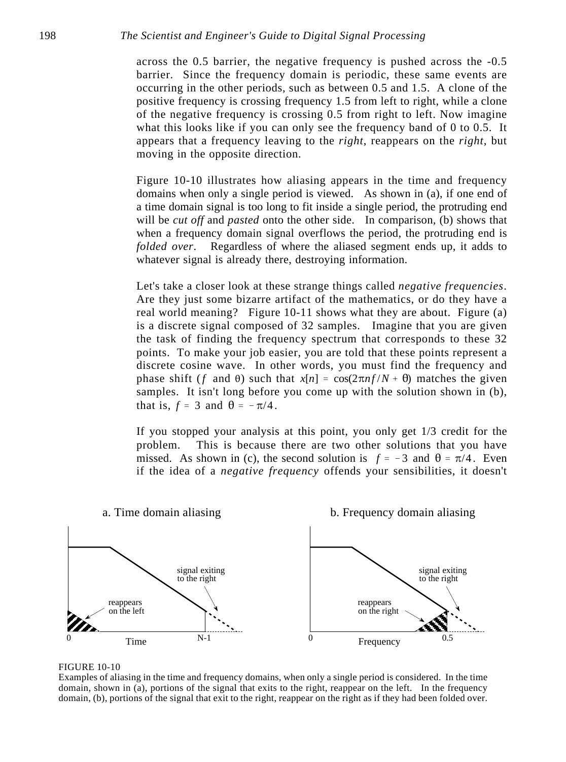across the 0.5 barrier, the negative frequency is pushed across the -0.5 barrier. Since the frequency domain is periodic, these same events are occurring in the other periods, such as between 0.5 and 1.5. A clone of the positive frequency is crossing frequency 1.5 from left to right, while a clone of the negative frequency is crossing 0.5 from right to left. Now imagine what this looks like if you can only see the frequency band of 0 to 0.5. It appears that a frequency leaving to the *right*, reappears on the *right*, but moving in the opposite direction.

Figure 10-10 illustrates how aliasing appears in the time and frequency domains when only a single period is viewed. As shown in (a), if one end of a time domain signal is too long to fit inside a single period, the protruding end will be *cut off* and *pasted* onto the other side. In comparison, (b) shows that when a frequency domain signal overflows the period, the protruding end is *folded over*. Regardless of where the aliased segment ends up, it adds to whatever signal is already there, destroying information.

Let's take a closer look at these strange things called *negative frequencies*. Are they just some bizarre artifact of the mathematics, or do they have a real world meaning? Figure 10-11 shows what they are about. Figure (a) is a discrete signal composed of 32 samples. Imagine that you are given the task of finding the frequency spectrum that corresponds to these 32 points. To make your job easier, you are told that these points represent a discrete cosine wave. In other words, you must find the frequency and phase shift ($f$ and $\theta$) such that $x[n] = \cos(2\pi n f / N + \theta)$ matches the given samples. It isn't long before you come up with the solution shown in (b), that is, $f = 3$ and $\theta = -\pi/4$.

If you stopped your analysis at this point, you only get 1/3 credit for the problem. This is because there are two other solutions that you have missed. As shown in (c), the second solution is $f = -3$ and $\theta = \pi/4$. Even if the idea of a *negative frequency* offends your sensibilities, it doesn't

a. Time domain aliasing

b. Frequency domain aliasing

FIGURE 10-10
Examples of aliasing in the time and frequency domains, when only a single period is considered. In the time domain, shown in (a), portions of the signal that exits to the right, reappear on the left. In the frequency domain, (b), portions of the signal that exit to the right, reappear on the right as if they had been folded over.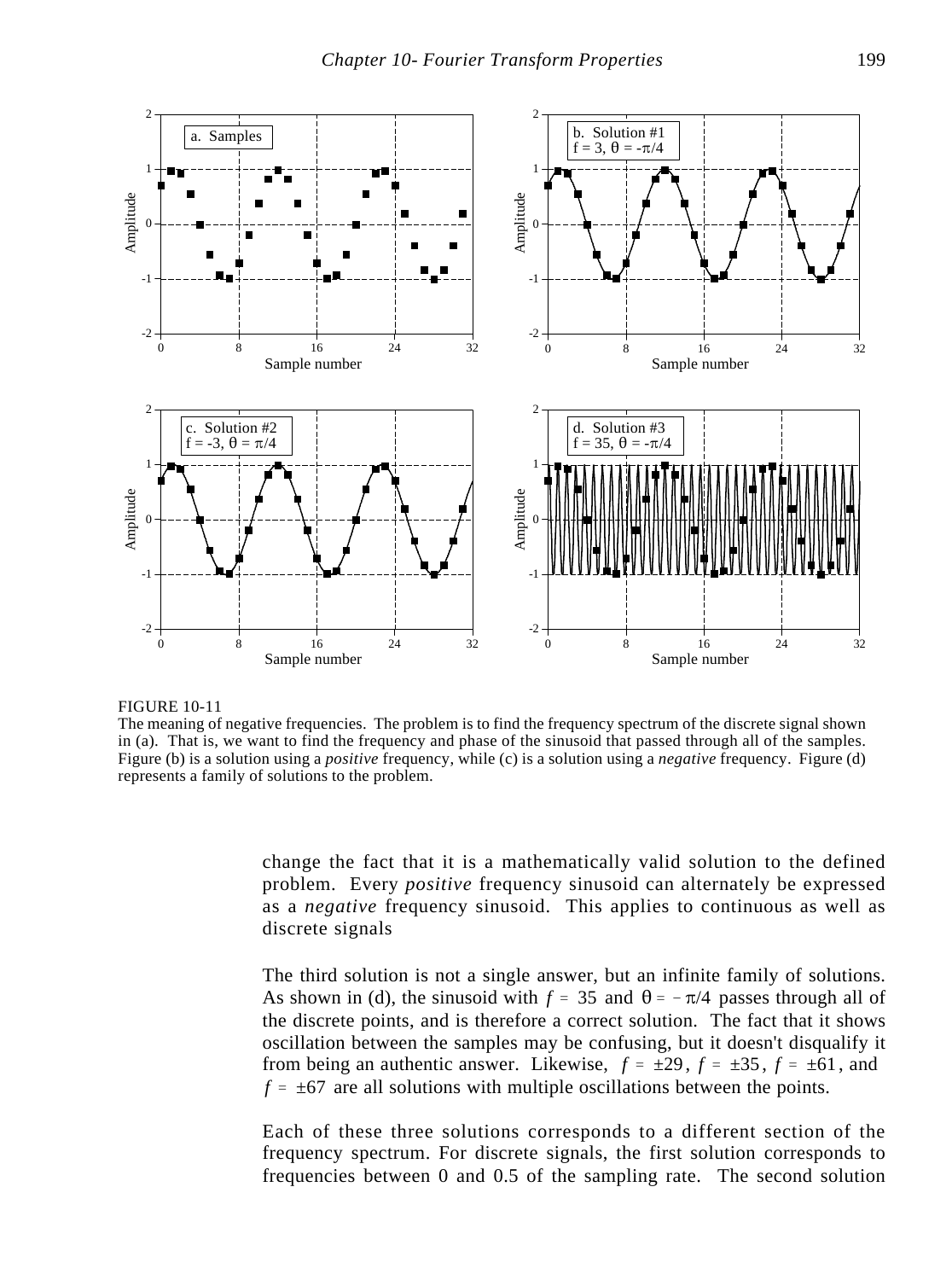FIGURE 10-11
The meaning of negative frequencies. The problem is to find the frequency spectrum of the discrete signal shown in (a). That is, we want to find the frequency and phase of the sinusoid that passed through all of the samples. Figure (b) is a solution using a *positive* frequency, while (c) is a solution using a *negative* frequency. Figure (d) represents a family of solutions to the problem.

change the fact that it is a mathematically valid solution to the defined problem. Every *positive* frequency sinusoid can alternately be expressed as a *negative* frequency sinusoid. This applies to continuous as well as discrete signals

The third solution is not a single answer, but an infinite family of solutions. As shown in (d), the sinusoid with $f = 35$ and $\theta = -\pi/4$ passes through all of the discrete points, and is therefore a correct solution. The fact that it shows oscillation between the samples may be confusing, but it doesn't disqualify it from being an authentic answer. Likewise, $f = \pm 29$, $f = \pm 35$, $f = \pm 61$, and $f = \pm 67$ are all solutions with multiple oscillations between the points.

Each of these three solutions corresponds to a different section of the frequency spectrum. For discrete signals, the first solution corresponds to frequencies between 0 and 0.5 of the sampling rate. The second solution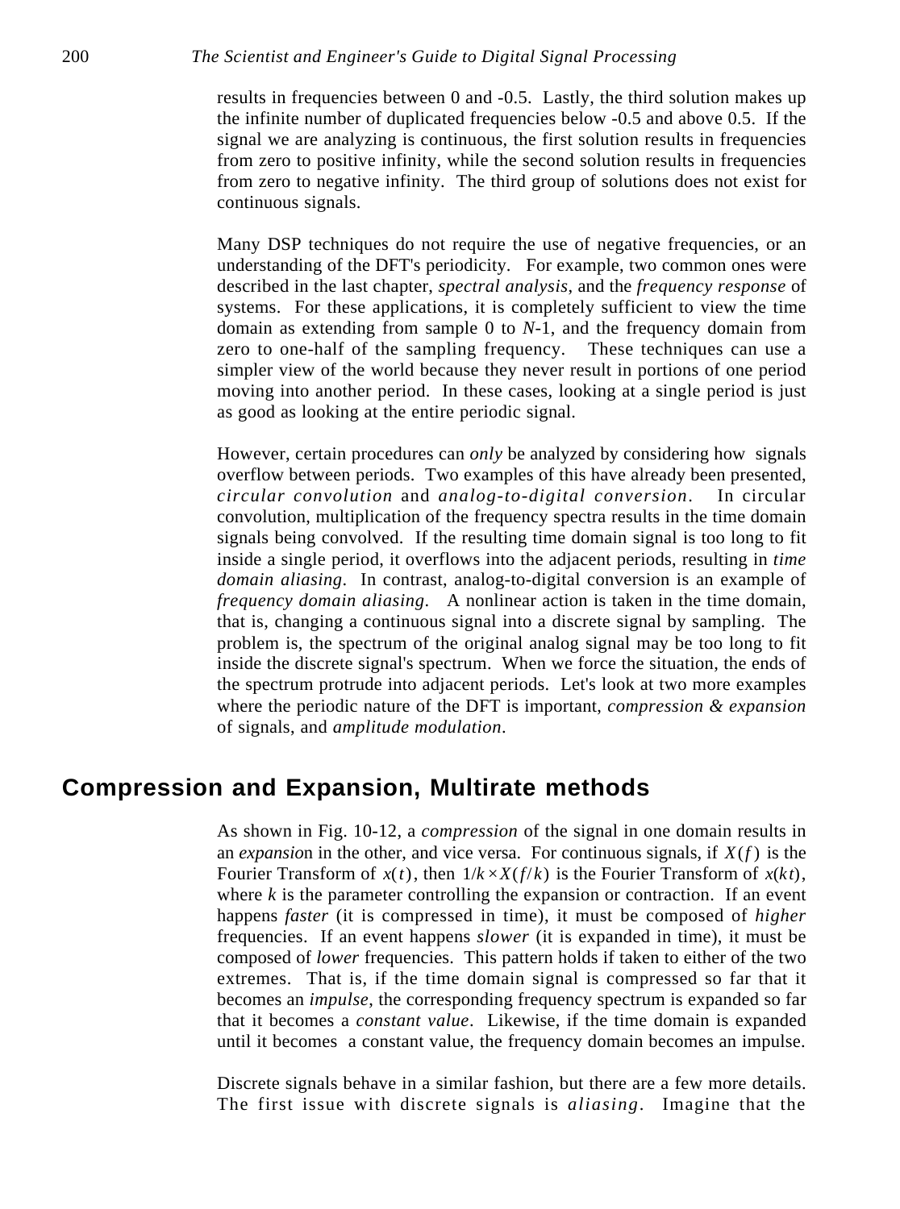results in frequencies between 0 and -0.5. Lastly, the third solution makes up the infinite number of duplicated frequencies below -0.5 and above 0.5. If the signal we are analyzing is continuous, the first solution results in frequencies from zero to positive infinity, while the second solution results in frequencies from zero to negative infinity. The third group of solutions does not exist for continuous signals.

Many DSP techniques do not require the use of negative frequencies, or an understanding of the DFT's periodicity. For example, two common ones were described in the last chapter, *spectral analysis*, and the *frequency response* of systems. For these applications, it is completely sufficient to view the time domain as extending from sample 0 to $N$-1, and the frequency domain from zero to one-half of the sampling frequency. These techniques can use a simpler view of the world because they never result in portions of one period moving into another period. In these cases, looking at a single period is just as good as looking at the entire periodic signal.

However, certain procedures can *only* be analyzed by considering how signals overflow between periods. Two examples of this have already been presented, *circular convolution* and *analog-to-digital conversion*. In circular convolution, multiplication of the frequency spectra results in the time domain signals being convolved. If the resulting time domain signal is too long to fit inside a single period, it overflows into the adjacent periods, resulting in *time domain aliasing*. In contrast, analog-to-digital conversion is an example of *frequency domain aliasing*. A nonlinear action is taken in the time domain, that is, changing a continuous signal into a discrete signal by sampling. The problem is, the spectrum of the original analog signal may be too long to fit inside the discrete signal's spectrum. When we force the situation, the ends of the spectrum protrude into adjacent periods. Let's look at two more examples where the periodic nature of the DFT is important, *compression & expansion* of signals, and *amplitude modulation*.

## Compression and Expansion, Multirate methods

As shown in Fig. 10-12, a *compression* of the signal in one domain results in an *expansion* in the other, and vice versa. For continuous signals, if $X(f)$ is the Fourier Transform of $x(t)$, then $1/k \times X(f/k)$ is the Fourier Transform of $x(kt)$, where $k$ is the parameter controlling the expansion or contraction. If an event happens *faster* (it is compressed in time), it must be composed of *higher* frequencies. If an event happens *slower* (it is expanded in time), it must be composed of *lower* frequencies. This pattern holds if taken to either of the two extremes. That is, if the time domain signal is compressed so far that it becomes an *impulse*, the corresponding frequency spectrum is expanded so far that it becomes a *constant value*. Likewise, if the time domain is expanded until it becomes a constant value, the frequency domain becomes an impulse.

Discrete signals behave in a similar fashion, but there are a few more details. The first issue with discrete signals is *aliasing*. Imagine that the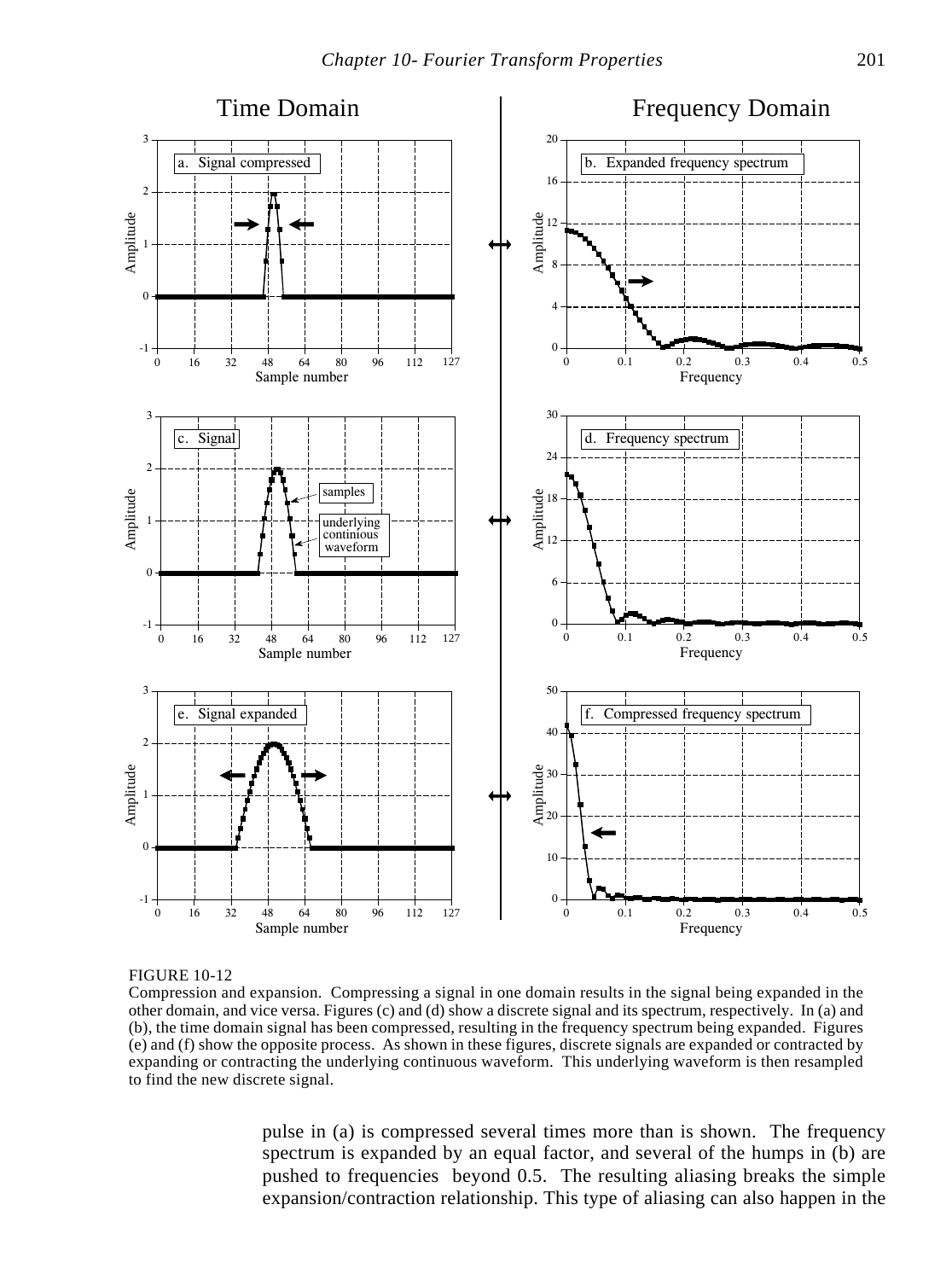FIGURE 10-12

Compression and expansion. Compressing a signal in one domain results in the signal being expanded in the other domain, and vice versa. Figures (c) and (d) show a discrete signal and its spectrum, respectively. In (a) and (b), the time domain signal has been compressed, resulting in the frequency spectrum being expanded. Figures (e) and (f) show the opposite process. As shown in these figures, discrete signals are expanded or contracted by expanding or contracting the underlying continuous waveform. This underlying waveform is then resampled to find the new discrete signal.

pulse in (a) is compressed several times more than is shown. The frequency spectrum is expanded by an equal factor, and several of the humps in (b) are pushed to frequencies beyond 0.5. The resulting aliasing breaks the simple expansion/contraction relationship. This type of aliasing can also happen in the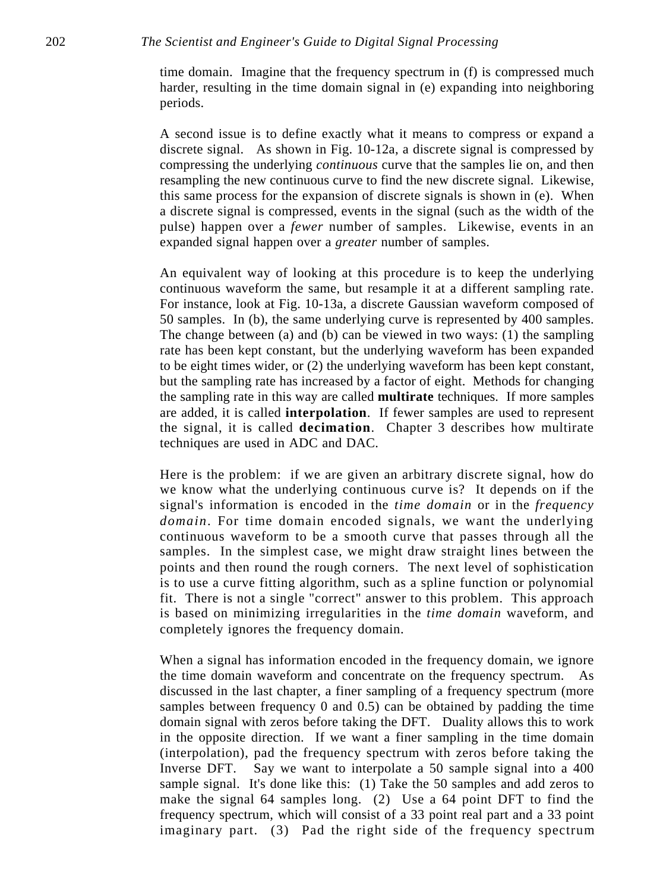time domain. Imagine that the frequency spectrum in (f) is compressed much harder, resulting in the time domain signal in (e) expanding into neighboring periods.

A second issue is to define exactly what it means to compress or expand a discrete signal. As shown in Fig. 10-12a, a discrete signal is compressed by compressing the underlying *continuous* curve that the samples lie on, and then resampling the new continuous curve to find the new discrete signal. Likewise, this same process for the expansion of discrete signals is shown in (e). When a discrete signal is compressed, events in the signal (such as the width of the pulse) happen over a *fewer* number of samples. Likewise, events in an expanded signal happen over a *greater* number of samples.

An equivalent way of looking at this procedure is to keep the underlying continuous waveform the same, but resample it at a different sampling rate. For instance, look at Fig. 10-13a, a discrete Gaussian waveform composed of 50 samples. In (b), the same underlying curve is represented by 400 samples. The change between (a) and (b) can be viewed in two ways: (1) the sampling rate has been kept constant, but the underlying waveform has been expanded to be eight times wider, or (2) the underlying waveform has been kept constant, but the sampling rate has increased by a factor of eight. Methods for changing the sampling rate in this way are called **multirate** techniques. If more samples are added, it is called **interpolation**. If fewer samples are used to represent the signal, it is called **decimation**. Chapter 3 describes how multirate techniques are used in ADC and DAC.

Here is the problem: if we are given an arbitrary discrete signal, how do we know what the underlying continuous curve is? It depends on if the signal's information is encoded in the *time domain* or in the *frequency domain*. For time domain encoded signals, we want the underlying continuous waveform to be a smooth curve that passes through all the samples. In the simplest case, we might draw straight lines between the points and then round the rough corners. The next level of sophistication is to use a curve fitting algorithm, such as a spline function or polynomial fit. There is not a single "correct" answer to this problem. This approach is based on minimizing irregularities in the *time domain* waveform, and completely ignores the frequency domain.

When a signal has information encoded in the frequency domain, we ignore the time domain waveform and concentrate on the frequency spectrum. As discussed in the last chapter, a finer sampling of a frequency spectrum (more samples between frequency 0 and 0.5) can be obtained by padding the time domain signal with zeros before taking the DFT. Duality allows this to work in the opposite direction. If we want a finer sampling in the time domain (interpolation), pad the frequency spectrum with zeros before taking the Inverse DFT. Say we want to interpolate a 50 sample signal into a 400 sample signal. It's done like this: (1) Take the 50 samples and add zeros to make the signal 64 samples long. (2) Use a 64 point DFT to find the frequency spectrum, which will consist of a 33 point real part and a 33 point imaginary part. (3) Pad the right side of the frequency spectrum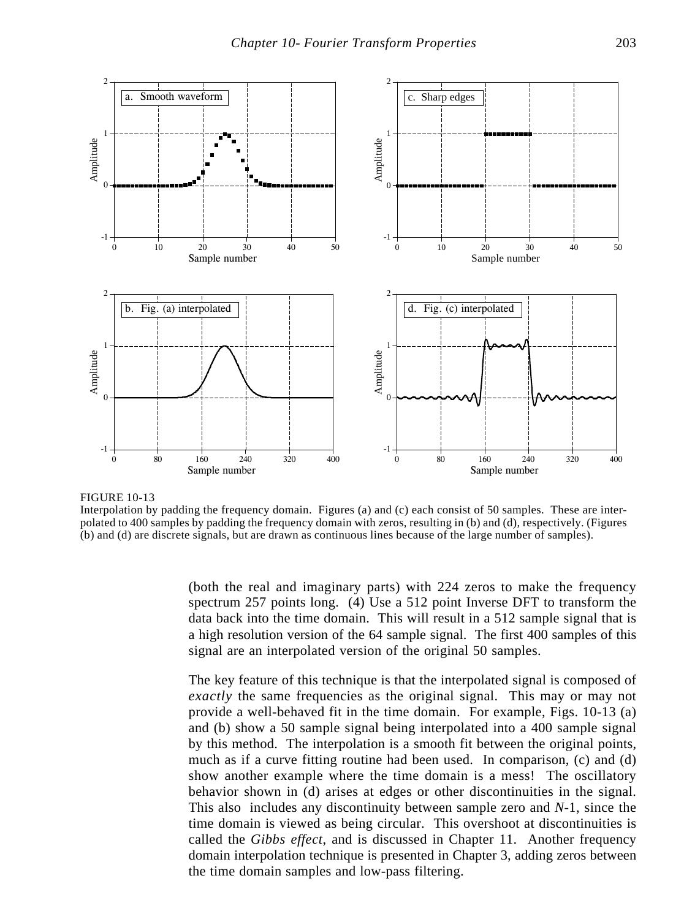FIGURE 10-13
Interpolation by padding the frequency domain. Figures (a) and (c) each consist of 50 samples. These are interpolated to 400 samples by padding the frequency domain with zeros, resulting in (b) and (d), respectively. (Figures (b) and (d) are discrete signals, but are drawn as continuous lines because of the large number of samples).

(both the real and imaginary parts) with 224 zeros to make the frequency spectrum 257 points long. (4) Use a 512 point Inverse DFT to transform the data back into the time domain. This will result in a 512 sample signal that is a high resolution version of the 64 sample signal. The first 400 samples of this signal are an interpolated version of the original 50 samples.

The key feature of this technique is that the interpolated signal is composed of *exactly* the same frequencies as the original signal. This may or may not provide a well-behaved fit in the time domain. For example, Figs. 10-13 (a) and (b) show a 50 sample signal being interpolated into a 400 sample signal by this method. The interpolation is a smooth fit between the original points, much as if a curve fitting routine had been used. In comparison, (c) and (d) show another example where the time domain is a mess! The oscillatory behavior shown in (d) arises at edges or other discontinuities in the signal. This also includes any discontinuity between sample zero and $N$-1, since the time domain is viewed as being circular. This overshoot at discontinuities is called the *Gibbs effect*, and is discussed in Chapter 11. Another frequency domain interpolation technique is presented in Chapter 3, adding zeros between the time domain samples and low-pass filtering.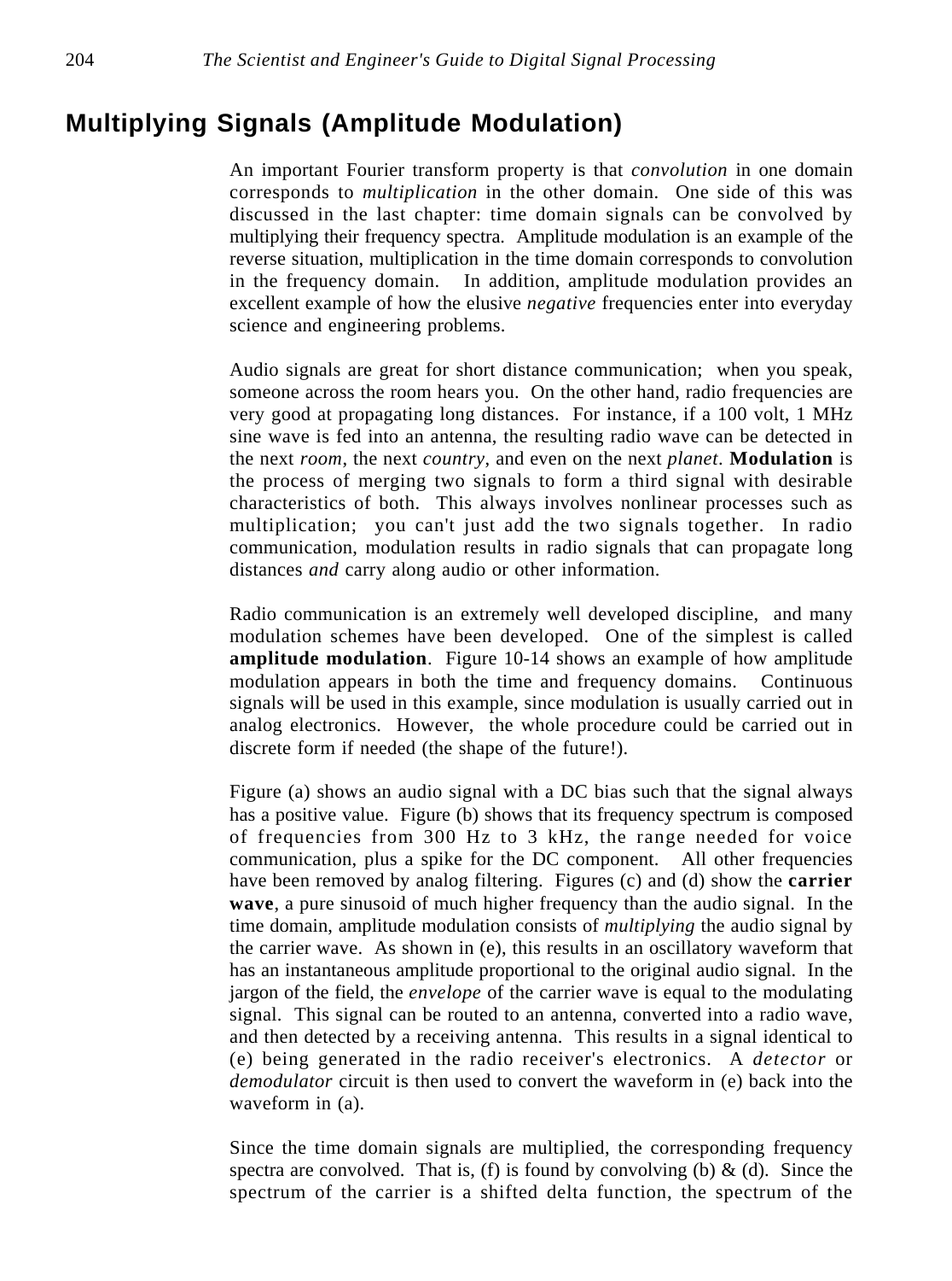## Multiplying Signals (Amplitude Modulation)

An important Fourier transform property is that *convolution* in one domain corresponds to *multiplication* in the other domain. One side of this was discussed in the last chapter: time domain signals can be convolved by multiplying their frequency spectra. Amplitude modulation is an example of the reverse situation, multiplication in the time domain corresponds to convolution in the frequency domain. In addition, amplitude modulation provides an excellent example of how the elusive *negative* frequencies enter into everyday science and engineering problems.

Audio signals are great for short distance communication; when you speak, someone across the room hears you. On the other hand, radio frequencies are very good at propagating long distances. For instance, if a 100 volt, 1 MHz sine wave is fed into an antenna, the resulting radio wave can be detected in the next *room*, the next *country*, and even on the next *planet*. **Modulation** is the process of merging two signals to form a third signal with desirable characteristics of both. This always involves nonlinear processes such as multiplication; you can't just add the two signals together. In radio communication, modulation results in radio signals that can propagate long distances *and* carry along audio or other information.

Radio communication is an extremely well developed discipline, and many modulation schemes have been developed. One of the simplest is called **amplitude modulation**. Figure 10-14 shows an example of how amplitude modulation appears in both the time and frequency domains. Continuous signals will be used in this example, since modulation is usually carried out in analog electronics. However, the whole procedure could be carried out in discrete form if needed (the shape of the future!).

Figure (a) shows an audio signal with a DC bias such that the signal always has a positive value. Figure (b) shows that its frequency spectrum is composed of frequencies from 300 Hz to 3 kHz, the range needed for voice communication, plus a spike for the DC component. All other frequencies have been removed by analog filtering. Figures (c) and (d) show the **carrier wave**, a pure sinusoid of much higher frequency than the audio signal. In the time domain, amplitude modulation consists of *multiplying* the audio signal by the carrier wave. As shown in (e), this results in an oscillatory waveform that has an instantaneous amplitude proportional to the original audio signal. In the jargon of the field, the *envelope* of the carrier wave is equal to the modulating signal. This signal can be routed to an antenna, converted into a radio wave, and then detected by a receiving antenna. This results in a signal identical to (e) being generated in the radio receiver's electronics. A *detector* or *demodulator* circuit is then used to convert the waveform in (e) back into the waveform in (a).

Since the time domain signals are multiplied, the corresponding frequency spectra are convolved. That is, (f) is found by convolving (b) & (d). Since the spectrum of the carrier is a shifted delta function, the spectrum of the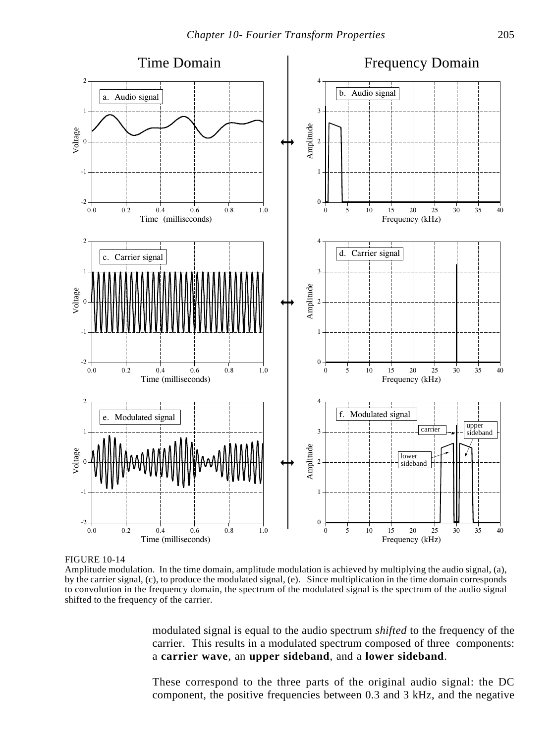FIGURE 10-14
Amplitude modulation. In the time domain, amplitude modulation is achieved by multiplying the audio signal, (a), by the carrier signal, (c), to produce the modulated signal, (e). Since multiplication in the time domain corresponds to convolution in the frequency domain, the spectrum of the modulated signal is the spectrum of the audio signal shifted to the frequency of the carrier.

modulated signal is equal to the audio spectrum *shifted* to the frequency of the carrier. This results in a modulated spectrum composed of three components: a **carrier wave**, an **upper sideband**, and a **lower sideband**.

These correspond to the three parts of the original audio signal: the DC component, the positive frequencies between 0.3 and 3 kHz, and the negative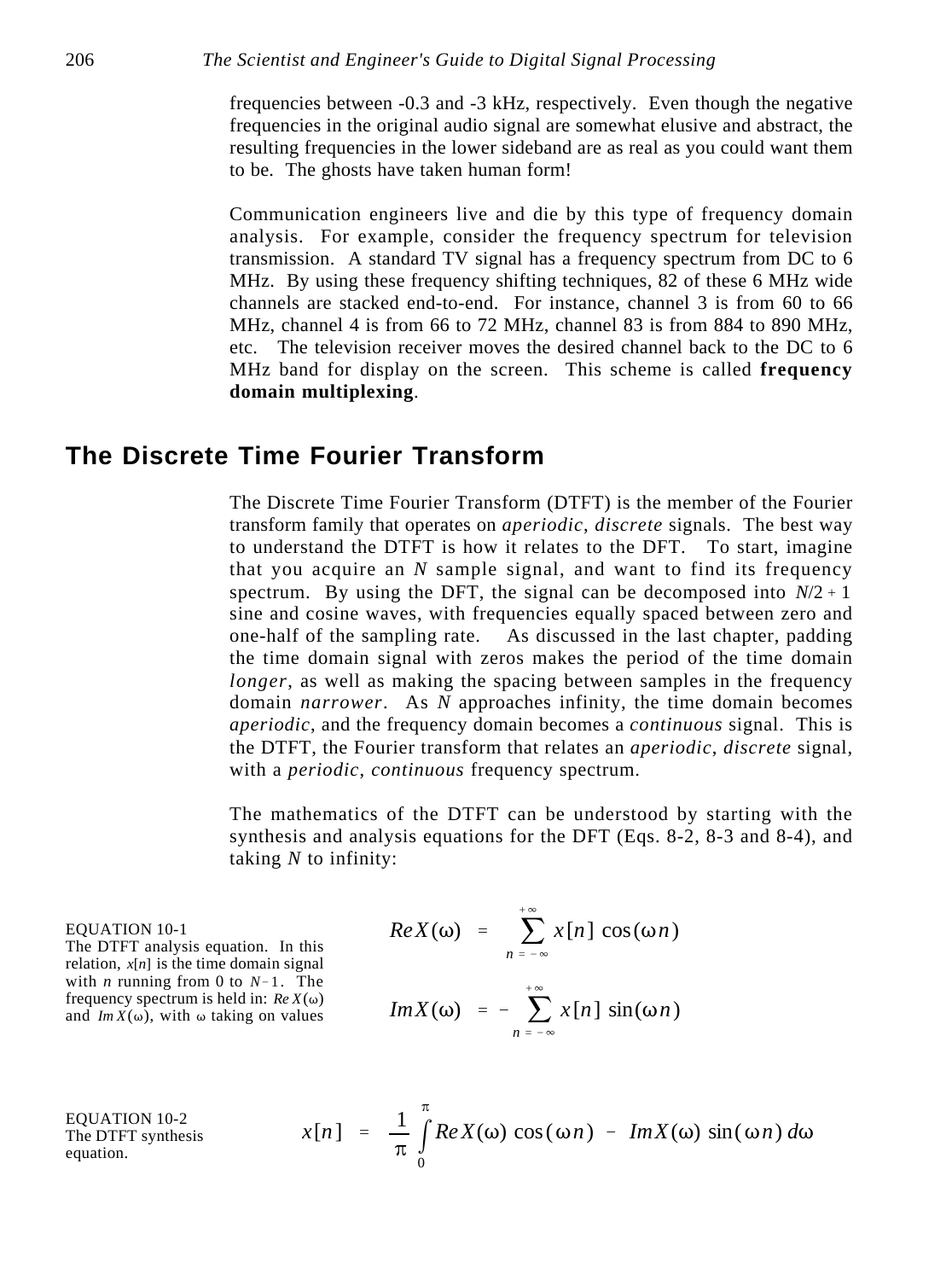frequencies between -0.3 and -3 kHz, respectively. Even though the negative frequencies in the original audio signal are somewhat elusive and abstract, the resulting frequencies in the lower sideband are as real as you could want them to be. The ghosts have taken human form!

Communication engineers live and die by this type of frequency domain analysis. For example, consider the frequency spectrum for television transmission. A standard TV signal has a frequency spectrum from DC to 6 MHz. By using these frequency shifting techniques, 82 of these 6 MHz wide channels are stacked end-to-end. For instance, channel 3 is from 60 to 66 MHz, channel 4 is from 66 to 72 MHz, channel 83 is from 884 to 890 MHz, etc. The television receiver moves the desired channel back to the DC to 6 MHz band for display on the screen. This scheme is called **frequency domain multiplexing**.

## The Discrete Time Fourier Transform

The Discrete Time Fourier Transform (DTFT) is the member of the Fourier transform family that operates on *aperiodic*, *discrete* signals. The best way to understand the DTFT is how it relates to the DFT. To start, imagine that you acquire an $N$ sample signal, and want to find its frequency spectrum. By using the DFT, the signal can be decomposed into $N/2+1$ sine and cosine waves, with frequencies equally spaced between zero and one-half of the sampling rate. As discussed in the last chapter, padding the time domain signal with zeros makes the period of the time domain *longer*, as well as making the spacing between samples in the frequency domain *narrower*. As $N$ approaches infinity, the time domain becomes *aperiodic*, and the frequency domain becomes a *continuous* signal. This is the DTFT, the Fourier transform that relates an *aperiodic*, *discrete* signal, with a *periodic*, *continuous* frequency spectrum.

The mathematics of the DTFT can be understood by starting with the synthesis and analysis equations for the DFT (Eqs. 8-2, 8-3 and 8-4), and taking $N$ to infinity:

EQUATION 10-1
The DTFT analysis equation. In this relation, $x[n]$ is the time domain signal with $n$ running from 0 to $N-1$. The frequency spectrum is held in: $Re\,X(\omega)$ and $Im\,X(\omega)$, with $\omega$ taking on values

$$Re\,X(\omega) = \sum_{n=-\infty}^{+\infty} x[n]\cos(\omega n)$$

$$Im\,X(\omega) = -\sum_{n=-\infty}^{+\infty} x[n]\sin(\omega n)$$

EQUATION 10-2
The DTFT synthesis equation.

$$x[n] = \frac{1}{\pi}\int_{0}^{\pi} Re\,X(\omega)\cos(\omega n) - Im\,X(\omega)\sin(\omega n)\,d\omega$$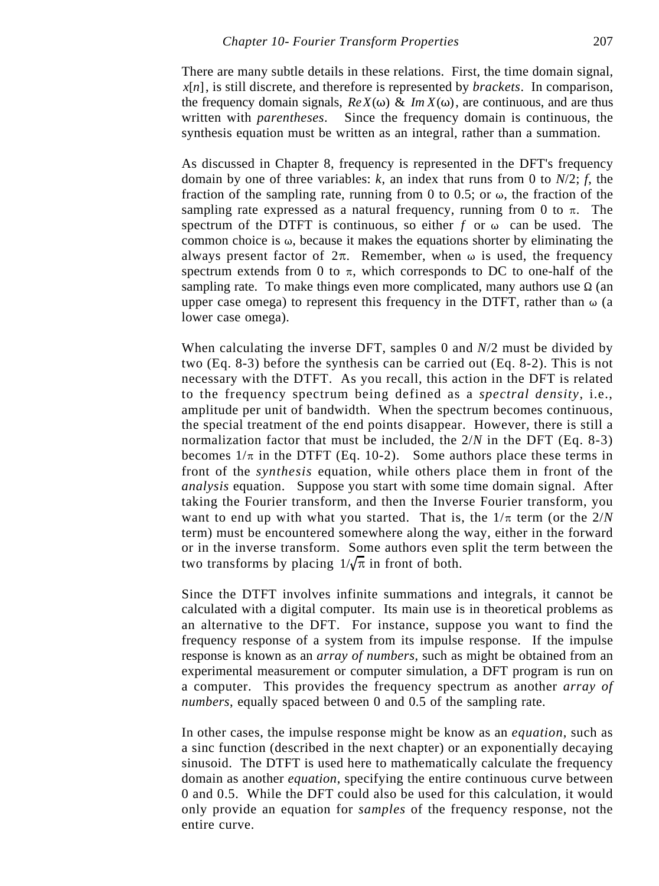There are many subtle details in these relations. First, the time domain signal, $x[n]$, is still discrete, and therefore is represented by *brackets*. In comparison, the frequency domain signals, $Re\,X(\omega)$ & $Im\,X(\omega)$, are continuous, and are thus written with *parentheses*. Since the frequency domain is continuous, the synthesis equation must be written as an integral, rather than a summation.

As discussed in Chapter 8, frequency is represented in the DFT's frequency domain by one of three variables: $k$, an index that runs from 0 to $N/2$; $f$, the fraction of the sampling rate, running from 0 to 0.5; or $\omega$, the fraction of the sampling rate expressed as a natural frequency, running from 0 to $\pi$. The spectrum of the DTFT is continuous, so either $f$ or $\omega$ can be used. The common choice is $\omega$, because it makes the equations shorter by eliminating the always present factor of $2\pi$. Remember, when $\omega$ is used, the frequency spectrum extends from 0 to $\pi$, which corresponds to DC to one-half of the sampling rate. To make things even more complicated, many authors use $\Omega$ (an upper case omega) to represent this frequency in the DTFT, rather than $\omega$ (a lower case omega).

When calculating the inverse DFT, samples 0 and $N/2$ must be divided by two (Eq. 8-3) before the synthesis can be carried out (Eq. 8-2). This is not necessary with the DTFT. As you recall, this action in the DFT is related to the frequency spectrum being defined as a *spectral density*, i.e., amplitude per unit of bandwidth. When the spectrum becomes continuous, the special treatment of the end points disappear. However, there is still a normalization factor that must be included, the $2/N$ in the DFT (Eq. 8-3) becomes $1/\pi$ in the DTFT (Eq. 10-2). Some authors place these terms in front of the *synthesis* equation, while others place them in front of the *analysis* equation. Suppose you start with some time domain signal. After taking the Fourier transform, and then the Inverse Fourier transform, you want to end up with what you started. That is, the $1/\pi$ term (or the $2/N$ term) must be encountered somewhere along the way, either in the forward or in the inverse transform. Some authors even split the term between the two transforms by placing $1/\sqrt{\pi}$ in front of both.

Since the DTFT involves infinite summations and integrals, it cannot be calculated with a digital computer. Its main use is in theoretical problems as an alternative to the DFT. For instance, suppose you want to find the frequency response of a system from its impulse response. If the impulse response is known as an *array of numbers*, such as might be obtained from an experimental measurement or computer simulation, a DFT program is run on a computer. This provides the frequency spectrum as another *array of numbers*, equally spaced between 0 and 0.5 of the sampling rate.

In other cases, the impulse response might be know as an *equation*, such as a sinc function (described in the next chapter) or an exponentially decaying sinusoid. The DTFT is used here to mathematically calculate the frequency domain as another *equation*, specifying the entire continuous curve between 0 and 0.5. While the DFT could also be used for this calculation, it would only provide an equation for *samples* of the frequency response, not the entire curve.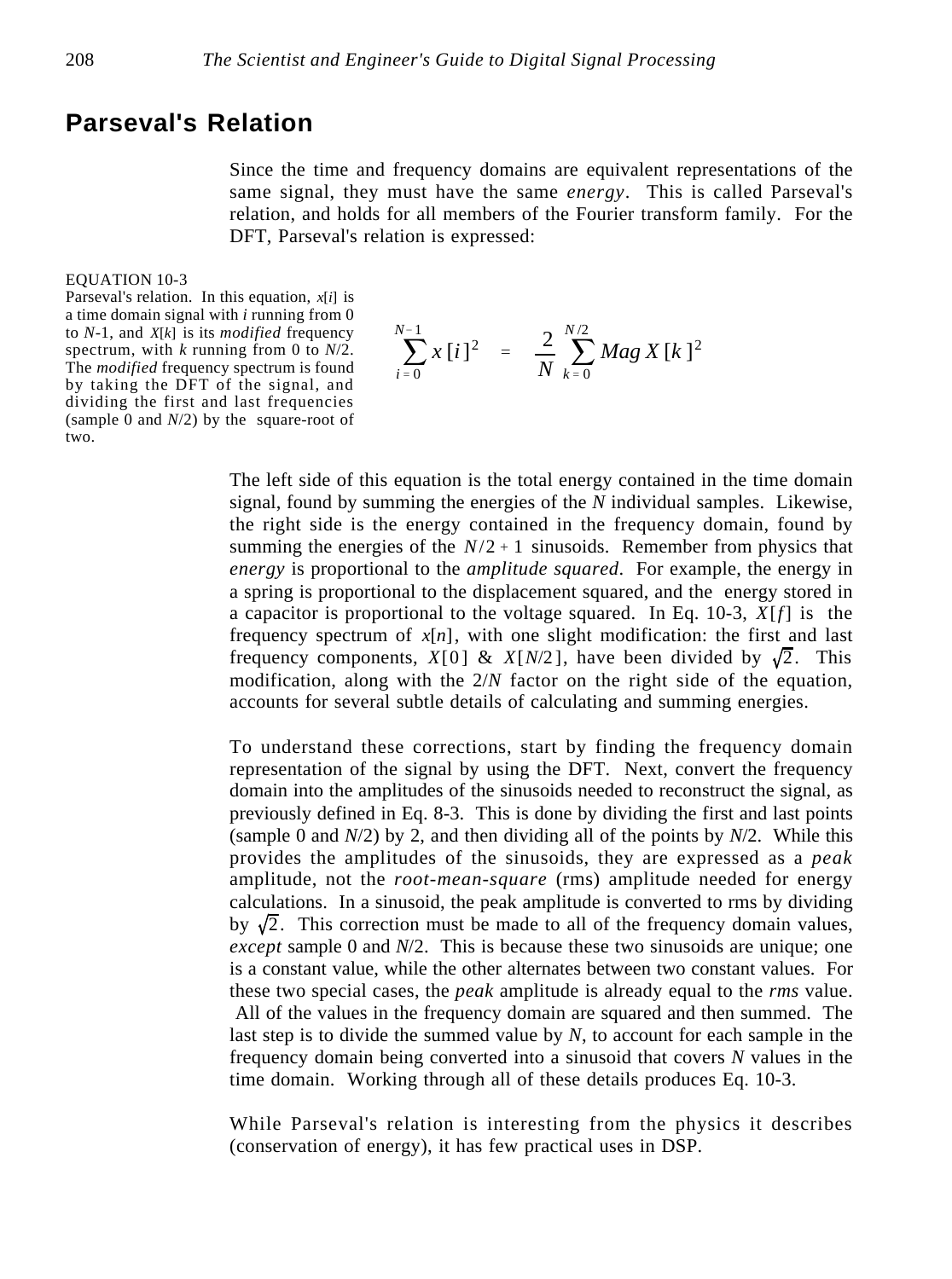## Parseval's Relation

Since the time and frequency domains are equivalent representations of the same signal, they must have the same *energy*. This is called Parseval's relation, and holds for all members of the Fourier transform family. For the DFT, Parseval's relation is expressed:

EQUATION 10-3
Parseval's relation. In this equation, $x[i]$ is a time domain signal with $i$ running from 0 to $N$-1, and $X[k]$ is its *modified* frequency spectrum, with $k$ running from 0 to $N/2$. The *modified* frequency spectrum is found by taking the DFT of the signal, and dividing the first and last frequencies (sample 0 and $N/2$) by the square-root of two.

$$\sum_{i=0}^{N-1} x[i]^2 = \frac{2}{N} \sum_{k=0}^{N/2} Mag\,X[k]^2$$

The left side of this equation is the total energy contained in the time domain signal, found by summing the energies of the $N$ individual samples. Likewise, the right side is the energy contained in the frequency domain, found by summing the energies of the $N/2+1$ sinusoids. Remember from physics that *energy* is proportional to the *amplitude squared*. For example, the energy in a spring is proportional to the displacement squared, and the energy stored in a capacitor is proportional to the voltage squared. In Eq. 10-3, $X[f]$ is the frequency spectrum of $x[n]$, with one slight modification: the first and last frequency components, $X[0]$ & $X[N/2]$, have been divided by $\sqrt{2}$. This modification, along with the $2/N$ factor on the right side of the equation, accounts for several subtle details of calculating and summing energies.

To understand these corrections, start by finding the frequency domain representation of the signal by using the DFT. Next, convert the frequency domain into the amplitudes of the sinusoids needed to reconstruct the signal, as previously defined in Eq. 8-3. This is done by dividing the first and last points (sample 0 and $N/2$) by 2, and then dividing all of the points by $N/2$. While this provides the amplitudes of the sinusoids, they are expressed as a *peak* amplitude, not the *root-mean-square* (rms) amplitude needed for energy calculations. In a sinusoid, the peak amplitude is converted to rms by dividing by $\sqrt{2}$. This correction must be made to all of the frequency domain values, *except* sample 0 and $N/2$. This is because these two sinusoids are unique; one is a constant value, while the other alternates between two constant values. For these two special cases, the *peak* amplitude is already equal to the *rms* value. All of the values in the frequency domain are squared and then summed. The last step is to divide the summed value by $N$, to account for each sample in the frequency domain being converted into a sinusoid that covers $N$ values in the time domain. Working through all of these details produces Eq. 10-3.

While Parseval's relation is interesting from the physics it describes (conservation of energy), it has few practical uses in DSP.